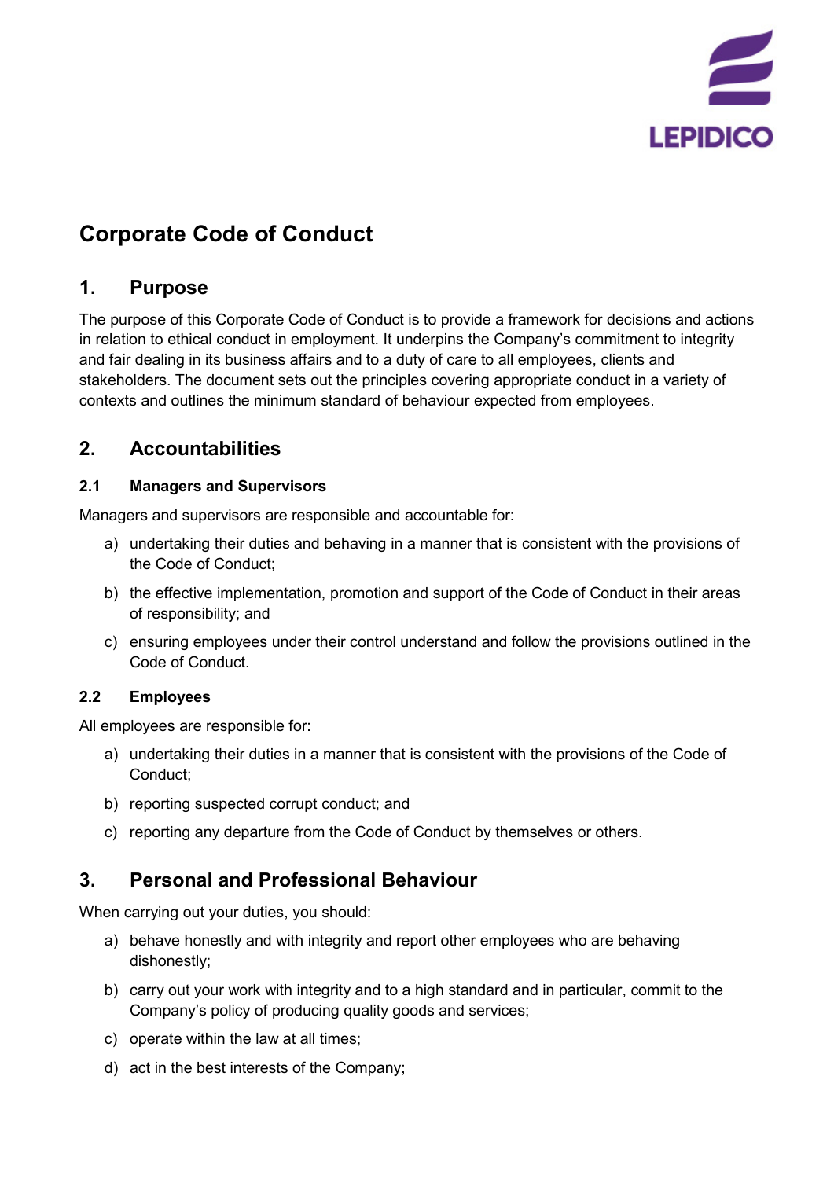# Corporate Code of Conduct

## 1. Purpose

The purpose of this Corporate Code of Conduct is to provide a framework for decisions and actions in relation to ethical conduct in employment. It underpins the Company's commitment to integrity and fair dealing in its business affairs and to a duty of care to all employees, clients and stakeholders. The document sets out the principles covering appropriate conduct in a variety of contexts and outlines the minimum standard of behaviour expected from employees.

## 2. Accountabilities

### 2.1 Managers and Supervisors

Managers and supervisors are responsible and accountable for:

a) undertaking their duties and behaving in a manner that is consistent with the provisions of the Code of Conduct;

b) the effective implementation, promotion and support of the Code of Conduct in their areas of responsibility; and

c) ensuring employees under their control understand and follow the provisions outlined in the Code of Conduct.

### 2.2 Employees

All employees are responsible for:

a) undertaking their duties in a manner that is consistent with the provisions of the Code of Conduct;

b) reporting suspected corrupt conduct; and

c) reporting any departure from the Code of Conduct by themselves or others.

## 3. Personal and Professional Behaviour

When carrying out your duties, you should:

a) behave honestly and with integrity and report other employees who are behaving dishonestly;

b) carry out your work with integrity and to a high standard and in particular, commit to the Company's policy of producing quality goods and services;

c) operate within the law at all times;

d) act in the best interests of the Company;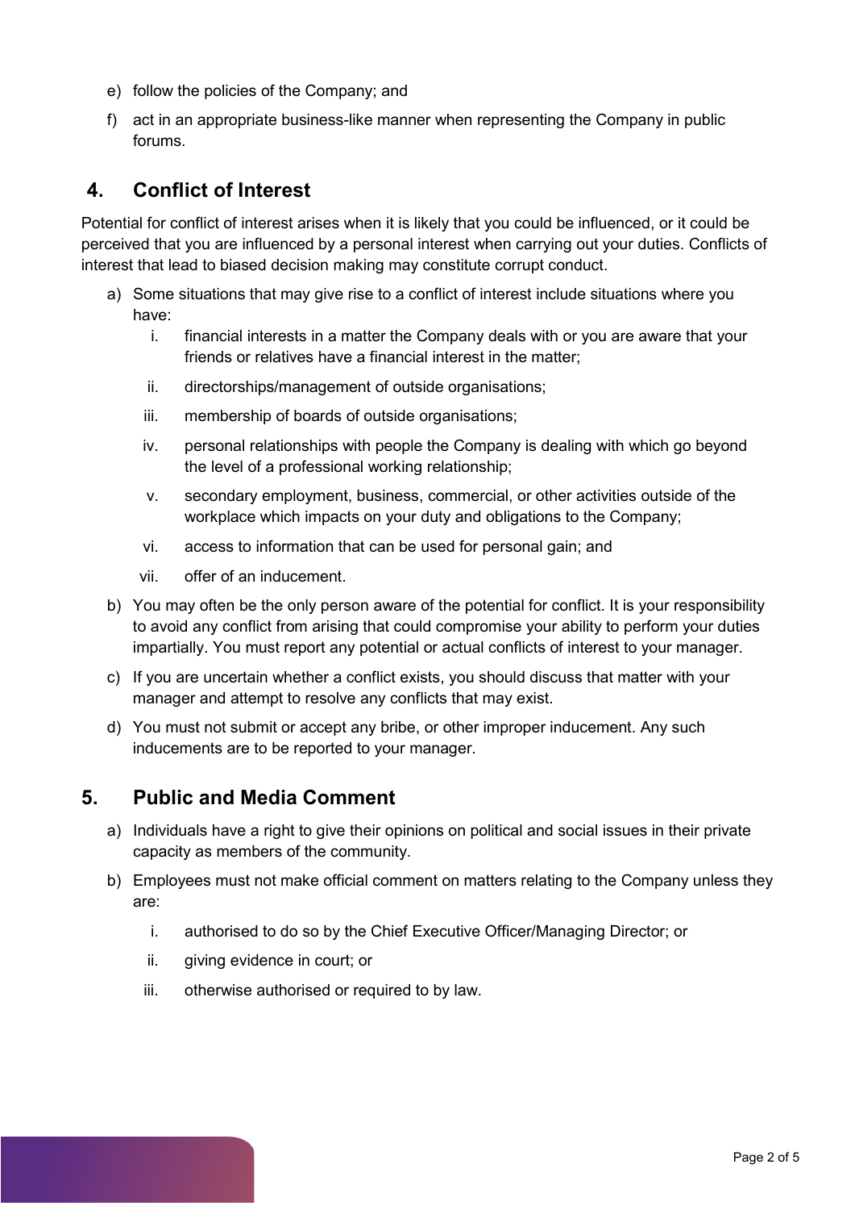e) follow the policies of the Company; and

f) act in an appropriate business-like manner when representing the Company in public forums.

## 4. Conflict of Interest

Potential for conflict of interest arises when it is likely that you could be influenced, or it could be perceived that you are influenced by a personal interest when carrying out your duties. Conflicts of interest that lead to biased decision making may constitute corrupt conduct.

a) Some situations that may give rise to a conflict of interest include situations where you have:

   i. financial interests in a matter the Company deals with or you are aware that your friends or relatives have a financial interest in the matter;

   ii. directorships/management of outside organisations;

   iii. membership of boards of outside organisations;

   iv. personal relationships with people the Company is dealing with which go beyond the level of a professional working relationship;

   v. secondary employment, business, commercial, or other activities outside of the workplace which impacts on your duty and obligations to the Company;

   vi. access to information that can be used for personal gain; and

   vii. offer of an inducement.

b) You may often be the only person aware of the potential for conflict. It is your responsibility to avoid any conflict from arising that could compromise your ability to perform your duties impartially. You must report any potential or actual conflicts of interest to your manager.

c) If you are uncertain whether a conflict exists, you should discuss that matter with your manager and attempt to resolve any conflicts that may exist.

d) You must not submit or accept any bribe, or other improper inducement. Any such inducements are to be reported to your manager.

## 5. Public and Media Comment

a) Individuals have a right to give their opinions on political and social issues in their private capacity as members of the community.

b) Employees must not make official comment on matters relating to the Company unless they are:

   i. authorised to do so by the Chief Executive Officer/Managing Director; or

   ii. giving evidence in court; or

   iii. otherwise authorised or required to by law.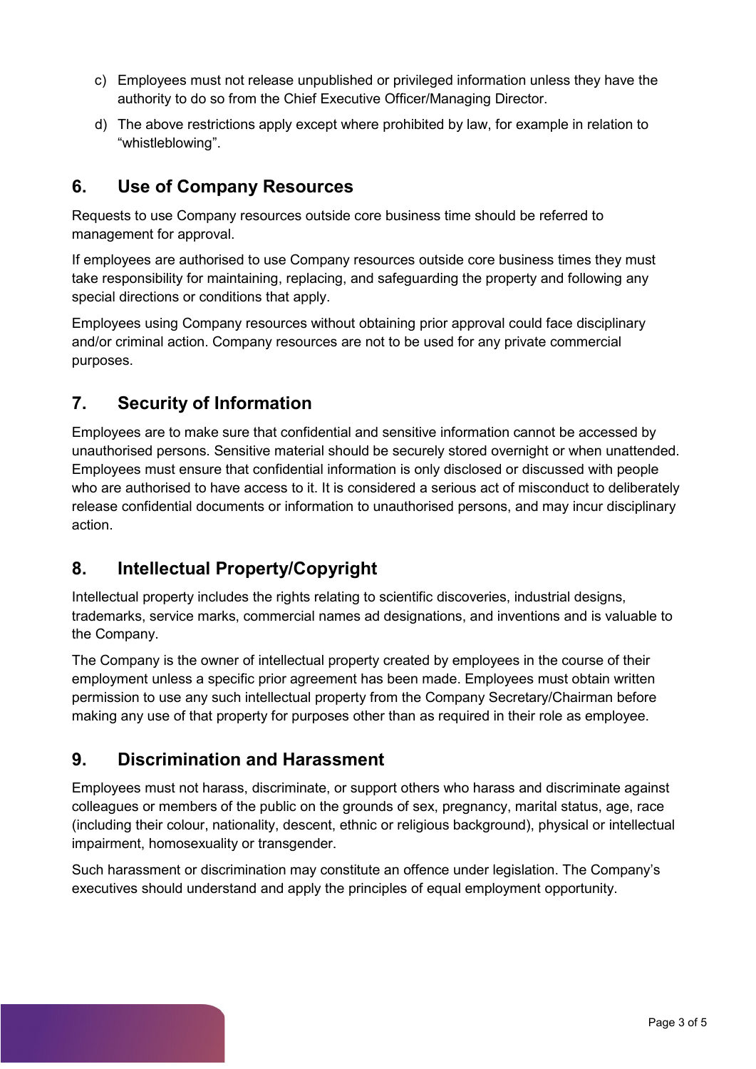c) Employees must not release unpublished or privileged information unless they have the authority to do so from the Chief Executive Officer/Managing Director.

d) The above restrictions apply except where prohibited by law, for example in relation to "whistleblowing".

## 6. Use of Company Resources

Requests to use Company resources outside core business time should be referred to management for approval.

If employees are authorised to use Company resources outside core business times they must take responsibility for maintaining, replacing, and safeguarding the property and following any special directions or conditions that apply.

Employees using Company resources without obtaining prior approval could face disciplinary and/or criminal action. Company resources are not to be used for any private commercial purposes.

## 7. Security of Information

Employees are to make sure that confidential and sensitive information cannot be accessed by unauthorised persons. Sensitive material should be securely stored overnight or when unattended. Employees must ensure that confidential information is only disclosed or discussed with people who are authorised to have access to it. It is considered a serious act of misconduct to deliberately release confidential documents or information to unauthorised persons, and may incur disciplinary action.

## 8. Intellectual Property/Copyright

Intellectual property includes the rights relating to scientific discoveries, industrial designs, trademarks, service marks, commercial names ad designations, and inventions and is valuable to the Company.

The Company is the owner of intellectual property created by employees in the course of their employment unless a specific prior agreement has been made. Employees must obtain written permission to use any such intellectual property from the Company Secretary/Chairman before making any use of that property for purposes other than as required in their role as employee.

## 9. Discrimination and Harassment

Employees must not harass, discriminate, or support others who harass and discriminate against colleagues or members of the public on the grounds of sex, pregnancy, marital status, age, race (including their colour, nationality, descent, ethnic or religious background), physical or intellectual impairment, homosexuality or transgender.

Such harassment or discrimination may constitute an offence under legislation. The Company's executives should understand and apply the principles of equal employment opportunity.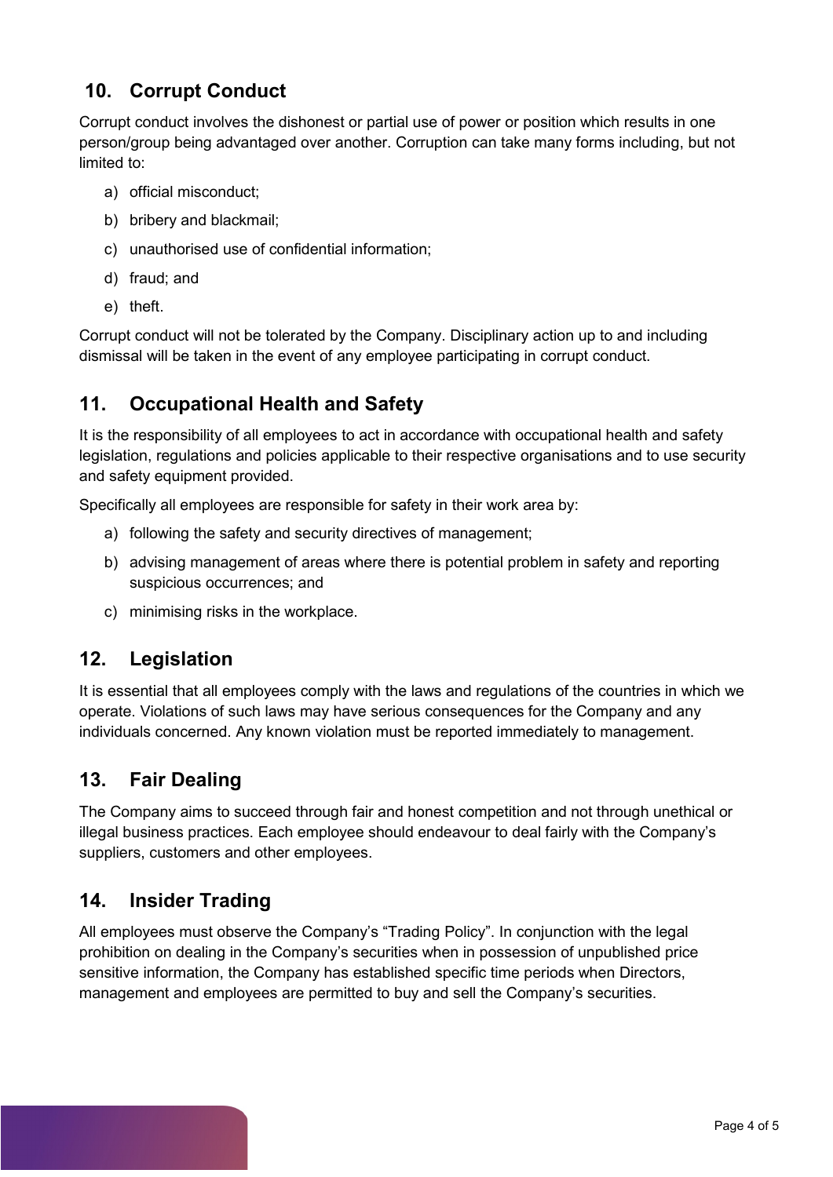## 10. Corrupt Conduct

Corrupt conduct involves the dishonest or partial use of power or position which results in one person/group being advantaged over another. Corruption can take many forms including, but not limited to:

a) official misconduct;

b) bribery and blackmail;

c) unauthorised use of confidential information;

d) fraud; and

e) theft.

Corrupt conduct will not be tolerated by the Company. Disciplinary action up to and including dismissal will be taken in the event of any employee participating in corrupt conduct.

## 11. Occupational Health and Safety

It is the responsibility of all employees to act in accordance with occupational health and safety legislation, regulations and policies applicable to their respective organisations and to use security and safety equipment provided.

Specifically all employees are responsible for safety in their work area by:

a) following the safety and security directives of management;

b) advising management of areas where there is potential problem in safety and reporting suspicious occurrences; and

c) minimising risks in the workplace.

## 12. Legislation

It is essential that all employees comply with the laws and regulations of the countries in which we operate. Violations of such laws may have serious consequences for the Company and any individuals concerned. Any known violation must be reported immediately to management.

## 13. Fair Dealing

The Company aims to succeed through fair and honest competition and not through unethical or illegal business practices. Each employee should endeavour to deal fairly with the Company's suppliers, customers and other employees.

## 14. Insider Trading

All employees must observe the Company's "Trading Policy". In conjunction with the legal prohibition on dealing in the Company's securities when in possession of unpublished price sensitive information, the Company has established specific time periods when Directors, management and employees are permitted to buy and sell the Company's securities.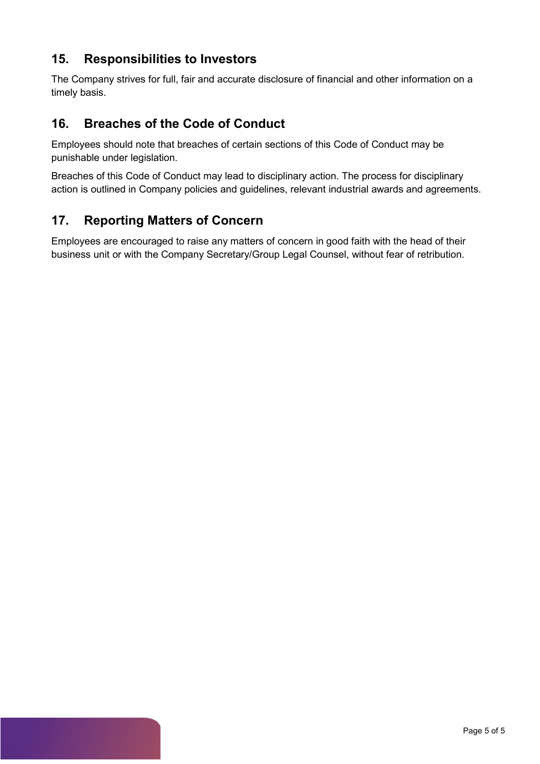## 15. Responsibilities to Investors

The Company strives for full, fair and accurate disclosure of financial and other information on a timely basis.

## 16. Breaches of the Code of Conduct

Employees should note that breaches of certain sections of this Code of Conduct may be punishable under legislation.

Breaches of this Code of Conduct may lead to disciplinary action. The process for disciplinary action is outlined in Company policies and guidelines, relevant industrial awards and agreements.

## 17. Reporting Matters of Concern

Employees are encouraged to raise any matters of concern in good faith with the head of their business unit or with the Company Secretary/Group Legal Counsel, without fear of retribution.